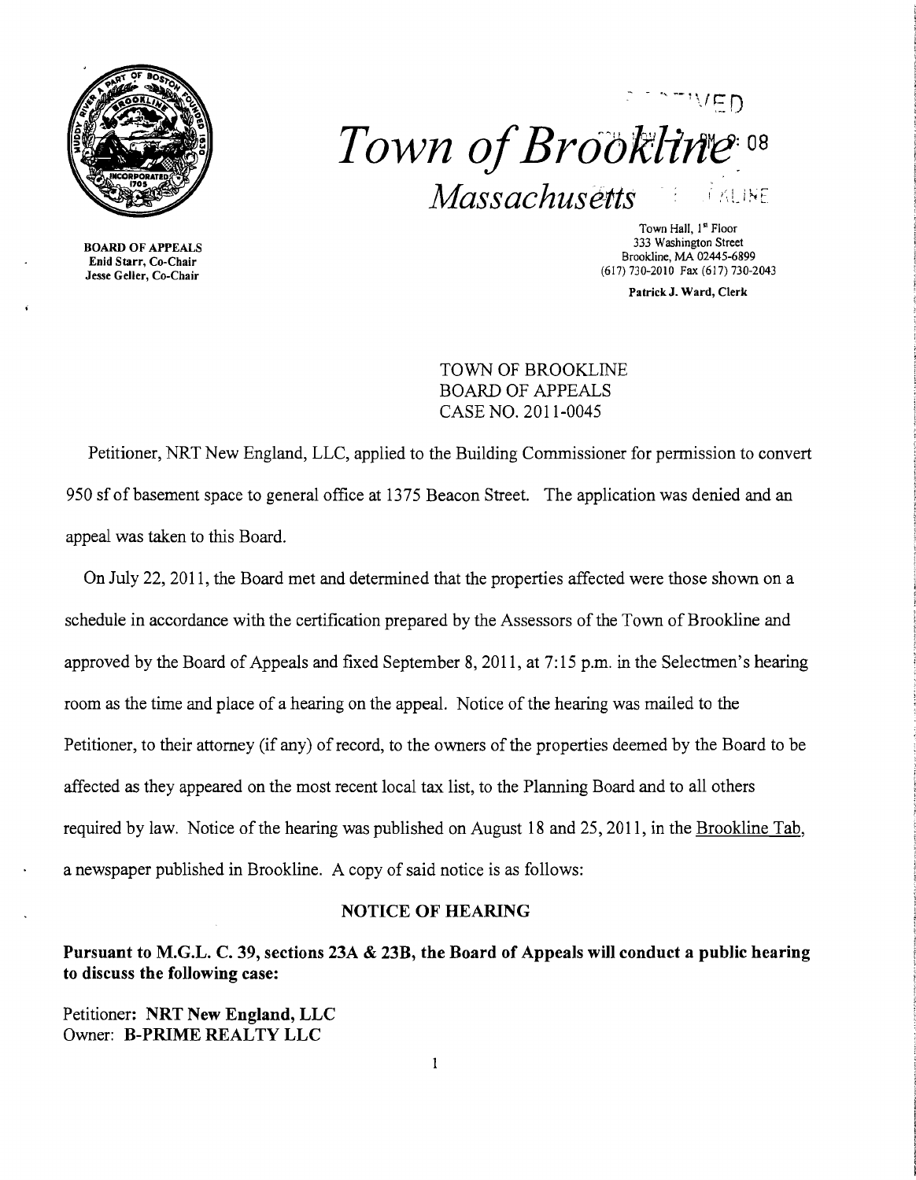# Town of Brookline

*Massachusetts*

**BOARD OF APPEALS**
**Enid Starr, Co-Chair**
**Jesse Geller, Co-Chair**

Town Hall, 1[st] Floor
333 Washington Street
Brookline, MA 02445-6899
(617) 730-2010 Fax (617) 730-2043

**Patrick J. Ward, Clerk**

TOWN OF BROOKLINE
BOARD OF APPEALS
CASE NO. 2011-0045

Petitioner, NRT New England, LLC, applied to the Building Commissioner for permission to convert 950 sf of basement space to general office at 1375 Beacon Street. The application was denied and an appeal was taken to this Board.

On July 22, 2011, the Board met and determined that the properties affected were those shown on a schedule in accordance with the certification prepared by the Assessors of the Town of Brookline and approved by the Board of Appeals and fixed September 8, 2011, at 7:15 p.m. in the Selectmen's hearing room as the time and place of a hearing on the appeal. Notice of the hearing was mailed to the Petitioner, to their attorney (if any) of record, to the owners of the properties deemed by the Board to be affected as they appeared on the most recent local tax list, to the Planning Board and to all others required by law. Notice of the hearing was published on August 18 and 25, 2011, in the Brookline Tab, a newspaper published in Brookline. A copy of said notice is as follows:

**NOTICE OF HEARING**

**Pursuant to M.G.L. C. 39, sections 23A & 23B, the Board of Appeals will conduct a public hearing to discuss the following case:**

Petitioner: **NRT New England, LLC**
Owner: **B-PRIME REALTY LLC**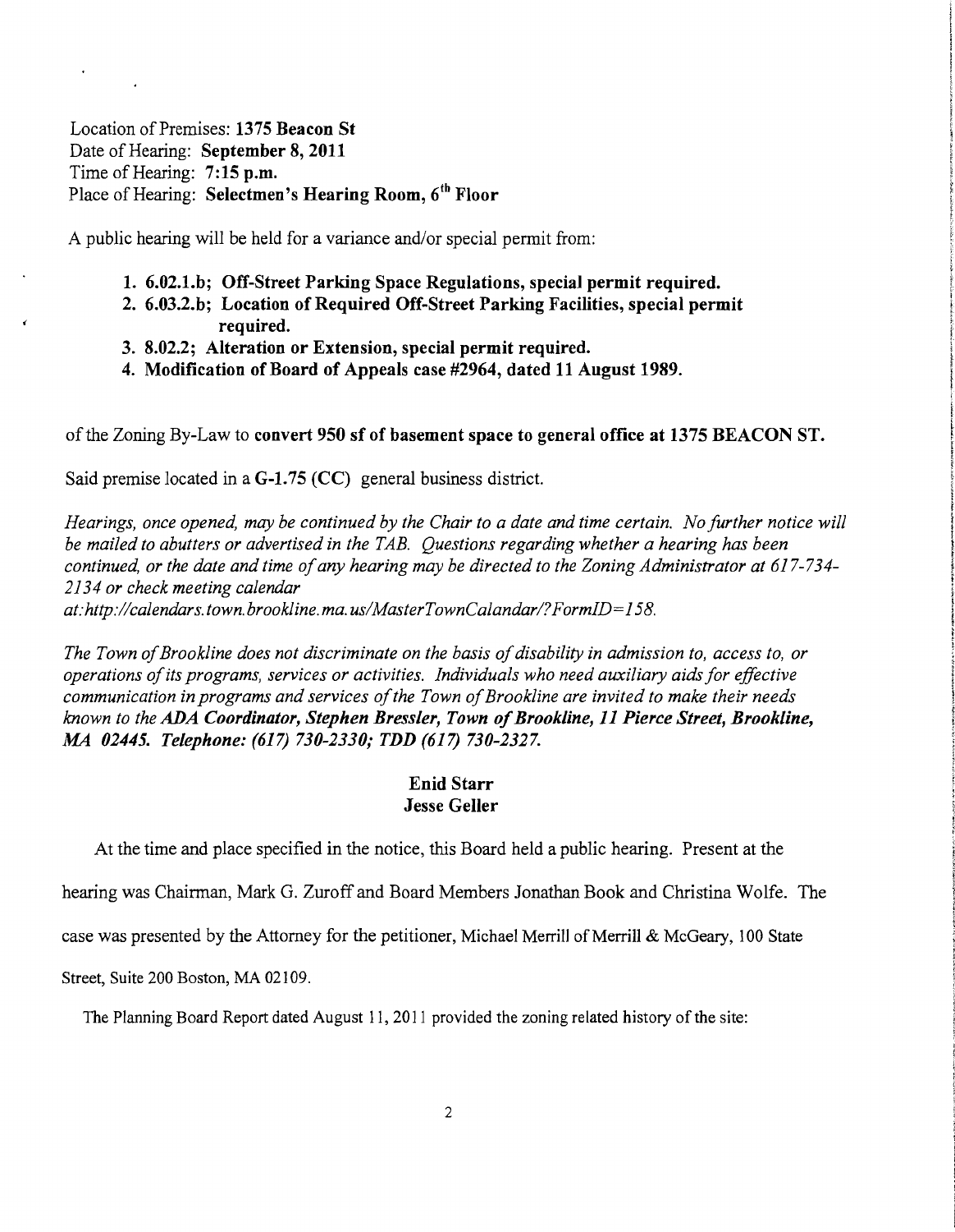Location of Premises: **1375 Beacon St**
Date of Hearing: **September 8, 2011**
Time of Hearing: **7:15 p.m.**
Place of Hearing: **Selectmen's Hearing Room, 6th Floor**

A public hearing will be held for a variance and/or special permit from:

1. **6.02.1.b; Off-Street Parking Space Regulations, special permit required.**
2. **6.03.2.b; Location of Required Off-Street Parking Facilities, special permit required.**
3. **8.02.2; Alteration or Extension, special permit required.**
4. **Modification of Board of Appeals case #2964, dated 11 August 1989.**

of the Zoning By-Law to **convert 950 sf of basement space to general office at 1375 BEACON ST.**

Said premise located in a **G-1.75 (CC)** general business district.

*Hearings, once opened, may be continued by the Chair to a date and time certain. No further notice will be mailed to abutters or advertised in the TAB. Questions regarding whether a hearing has been continued, or the date and time of any hearing may be directed to the Zoning Administrator at 617-734-2134 or check meeting calendar at:http://calendars.town.brookline.ma.us/MasterTownCalandar/?FormID=158.*

*The Town of Brookline does not discriminate on the basis of disability in admission to, access to, or operations of its programs, services or activities. Individuals who need auxiliary aids for effective communication in programs and services of the Town of Brookline are invited to make their needs known to the* ***ADA Coordinator, Stephen Bressler, Town of Brookline, 11 Pierce Street, Brookline, MA 02445. Telephone: (617) 730-2330; TDD (617) 730-2327.***

**Enid Starr**
**Jesse Geller**

At the time and place specified in the notice, this Board held a public hearing. Present at the hearing was Chairman, Mark G. Zuroff and Board Members Jonathan Book and Christina Wolfe. The case was presented by the Attorney for the petitioner, Michael Merrill of Merrill & McGeary, 100 State Street, Suite 200 Boston, MA 02109.

The Planning Board Report dated August 11, 2011 provided the zoning related history of the site: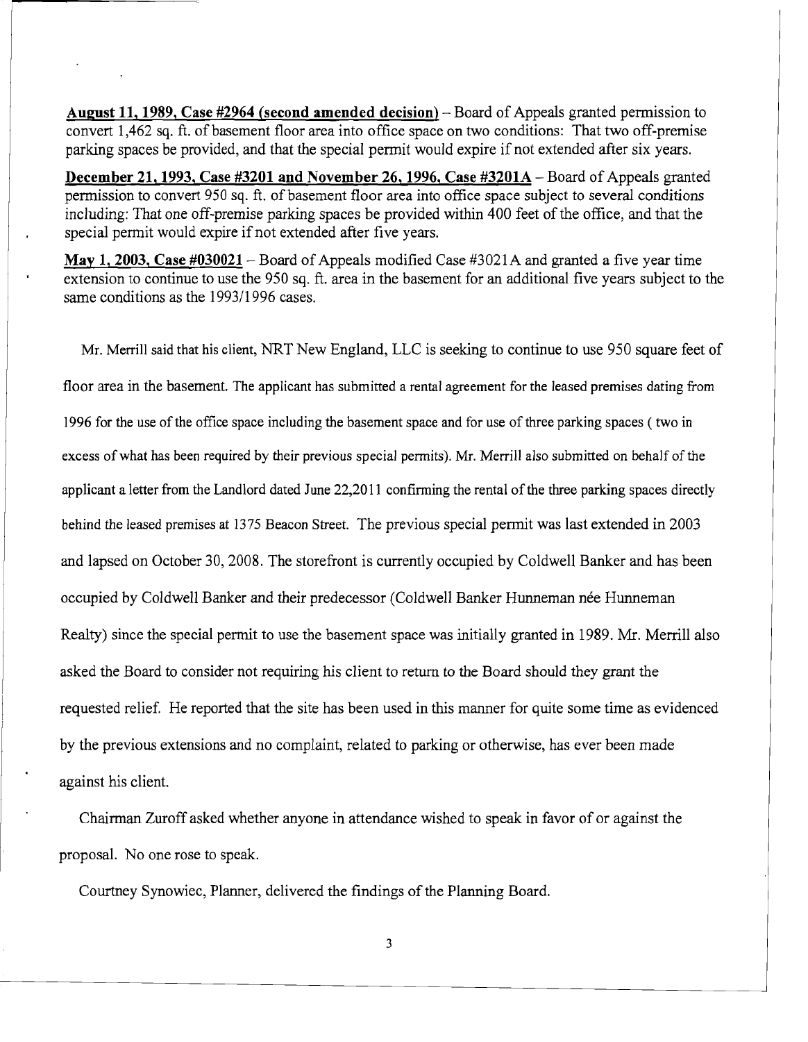**August 11, 1989, Case #2964 (second amended decision)** – Board of Appeals granted permission to convert 1,462 sq. ft. of basement floor area into office space on two conditions: That two off-premise parking spaces be provided, and that the special permit would expire if not extended after six years.

**December 21, 1993, Case #3201 and November 26, 1996, Case #3201A** – Board of Appeals granted permission to convert 950 sq. ft. of basement floor area into office space subject to several conditions including: That one off-premise parking spaces be provided within 400 feet of the office, and that the special permit would expire if not extended after five years.

**May 1, 2003, Case #030021** – Board of Appeals modified Case #3021A and granted a five year time extension to continue to use the 950 sq. ft. area in the basement for an additional five years subject to the same conditions as the 1993/1996 cases.

Mr. Merrill said that his client, NRT New England, LLC is seeking to continue to use 950 square feet of floor area in the basement. The applicant has submitted a rental agreement for the leased premises dating from 1996 for the use of the office space including the basement space and for use of three parking spaces ( two in excess of what has been required by their previous special permits). Mr. Merrill also submitted on behalf of the applicant a letter from the Landlord dated June 22,2011 confirming the rental of the three parking spaces directly behind the leased premises at 1375 Beacon Street. The previous special permit was last extended in 2003 and lapsed on October 30, 2008. The storefront is currently occupied by Coldwell Banker and has been occupied by Coldwell Banker and their predecessor (Coldwell Banker Hunneman née Hunneman Realty) since the special permit to use the basement space was initially granted in 1989. Mr. Merrill also asked the Board to consider not requiring his client to return to the Board should they grant the requested relief. He reported that the site has been used in this manner for quite some time as evidenced by the previous extensions and no complaint, related to parking or otherwise, has ever been made against his client.

Chairman Zuroff asked whether anyone in attendance wished to speak in favor of or against the proposal. No one rose to speak.

Courtney Synowiec, Planner, delivered the findings of the Planning Board.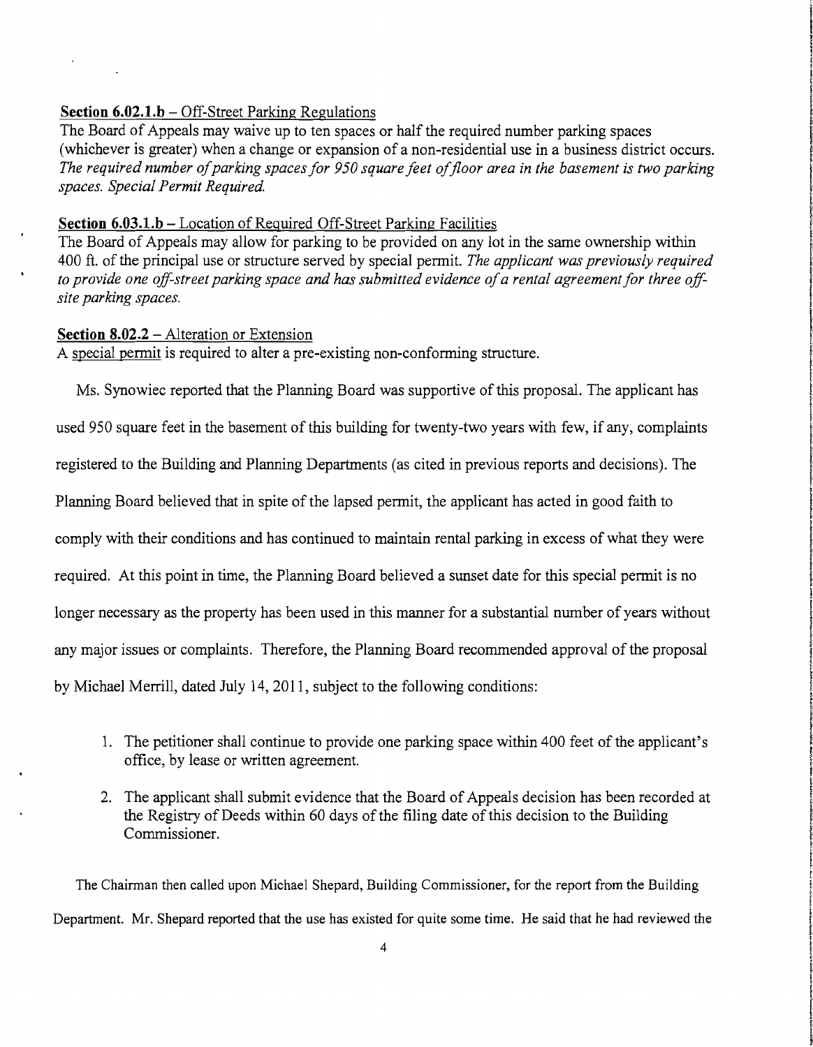**Section 6.02.1.b** – Off-Street Parking Regulations
The Board of Appeals may waive up to ten spaces or half the required number parking spaces (whichever is greater) when a change or expansion of a non-residential use in a business district occurs. *The required number of parking spaces for 950 square feet of floor area in the basement is two parking spaces. Special Permit Required.*

**Section 6.03.1.b** – Location of Required Off-Street Parking Facilities
The Board of Appeals may allow for parking to be provided on any lot in the same ownership within 400 ft. of the principal use or structure served by special permit. *The applicant was previously required to provide one off-street parking space and has submitted evidence of a rental agreement for three off-site parking spaces.*

**Section 8.02.2** – Alteration or Extension
A special permit is required to alter a pre-existing non-conforming structure.

Ms. Synowiec reported that the Planning Board was supportive of this proposal. The applicant has used 950 square feet in the basement of this building for twenty-two years with few, if any, complaints registered to the Building and Planning Departments (as cited in previous reports and decisions). The Planning Board believed that in spite of the lapsed permit, the applicant has acted in good faith to comply with their conditions and has continued to maintain rental parking in excess of what they were required. At this point in time, the Planning Board believed a sunset date for this special permit is no longer necessary as the property has been used in this manner for a substantial number of years without any major issues or complaints. Therefore, the Planning Board recommended approval of the proposal by Michael Merrill, dated July 14, 2011, subject to the following conditions:

1. The petitioner shall continue to provide one parking space within 400 feet of the applicant's office, by lease or written agreement.
2. The applicant shall submit evidence that the Board of Appeals decision has been recorded at the Registry of Deeds within 60 days of the filing date of this decision to the Building Commissioner.

The Chairman then called upon Michael Shepard, Building Commissioner, for the report from the Building Department. Mr. Shepard reported that the use has existed for quite some time. He said that he had reviewed the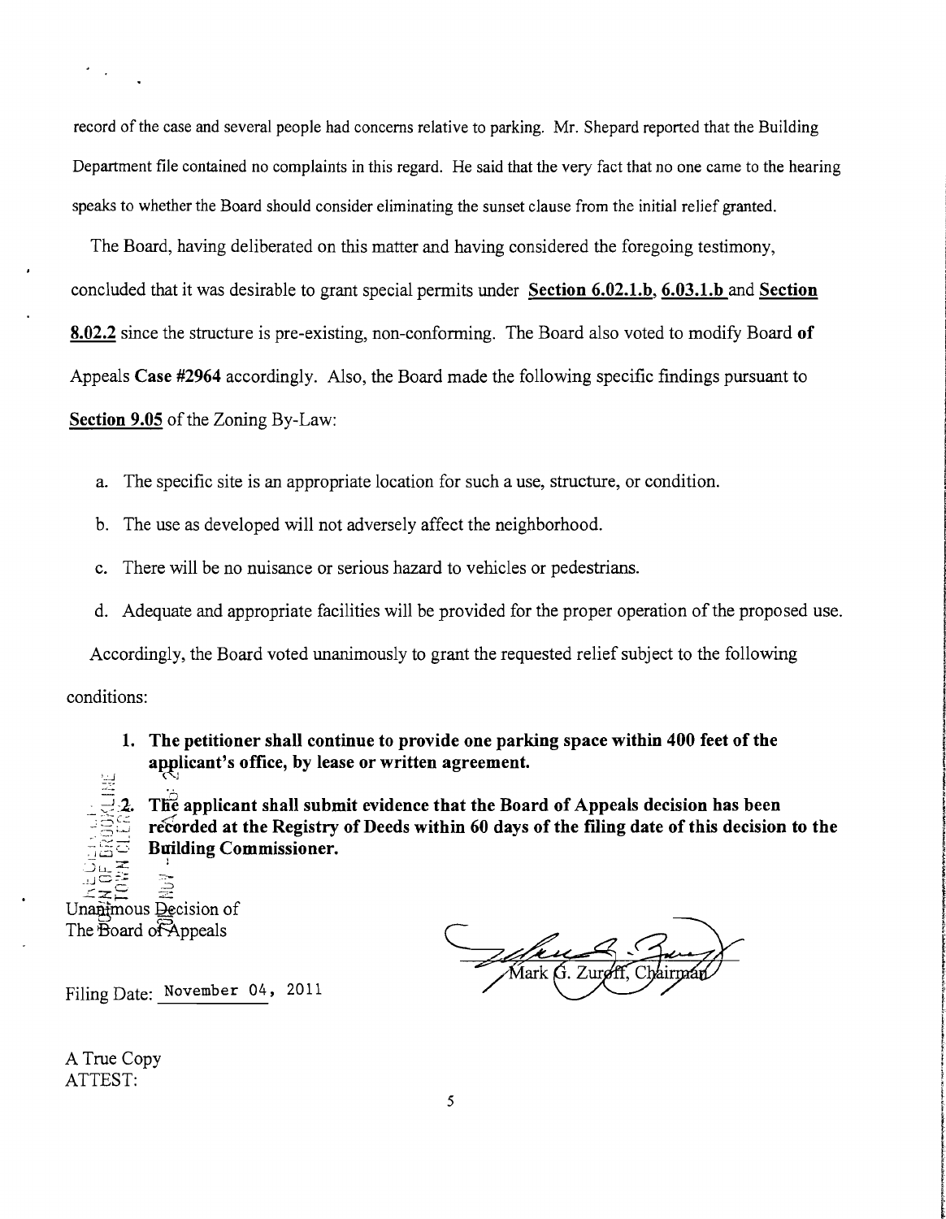record of the case and several people had concerns relative to parking. Mr. Shepard reported that the Building Department file contained no complaints in this regard. He said that the very fact that no one came to the hearing speaks to whether the Board should consider eliminating the sunset clause from the initial relief granted.

The Board, having deliberated on this matter and having considered the foregoing testimony, concluded that it was desirable to grant special permits under **Section 6.02.1.b**, **6.03.1.b** and **Section 8.02.2** since the structure is pre-existing, non-conforming. The Board also voted to modify Board **of** Appeals **Case #2964** accordingly. Also, the Board made the following specific findings pursuant to **Section 9.05** of the Zoning By-Law:

a. The specific site is an appropriate location for such a use, structure, or condition.

b. The use as developed will not adversely affect the neighborhood.

c. There will be no nuisance or serious hazard to vehicles or pedestrians.

d. Adequate and appropriate facilities will be provided for the proper operation of the proposed use.

Accordingly, the Board voted unanimously to grant the requested relief subject to the following conditions:

1. **The petitioner shall continue to provide one parking space within 400 feet of the applicant's office, by lease or written agreement.**

2. **The applicant shall submit evidence that the Board of Appeals decision has been recorded at the Registry of Deeds within 60 days of the filing date of this decision to the Building Commissioner.**

Unanimous Decision of
The Board of Appeals

Mark G. Zuroff, Chairman

Filing Date: November 04, 2011

A True Copy
ATTEST: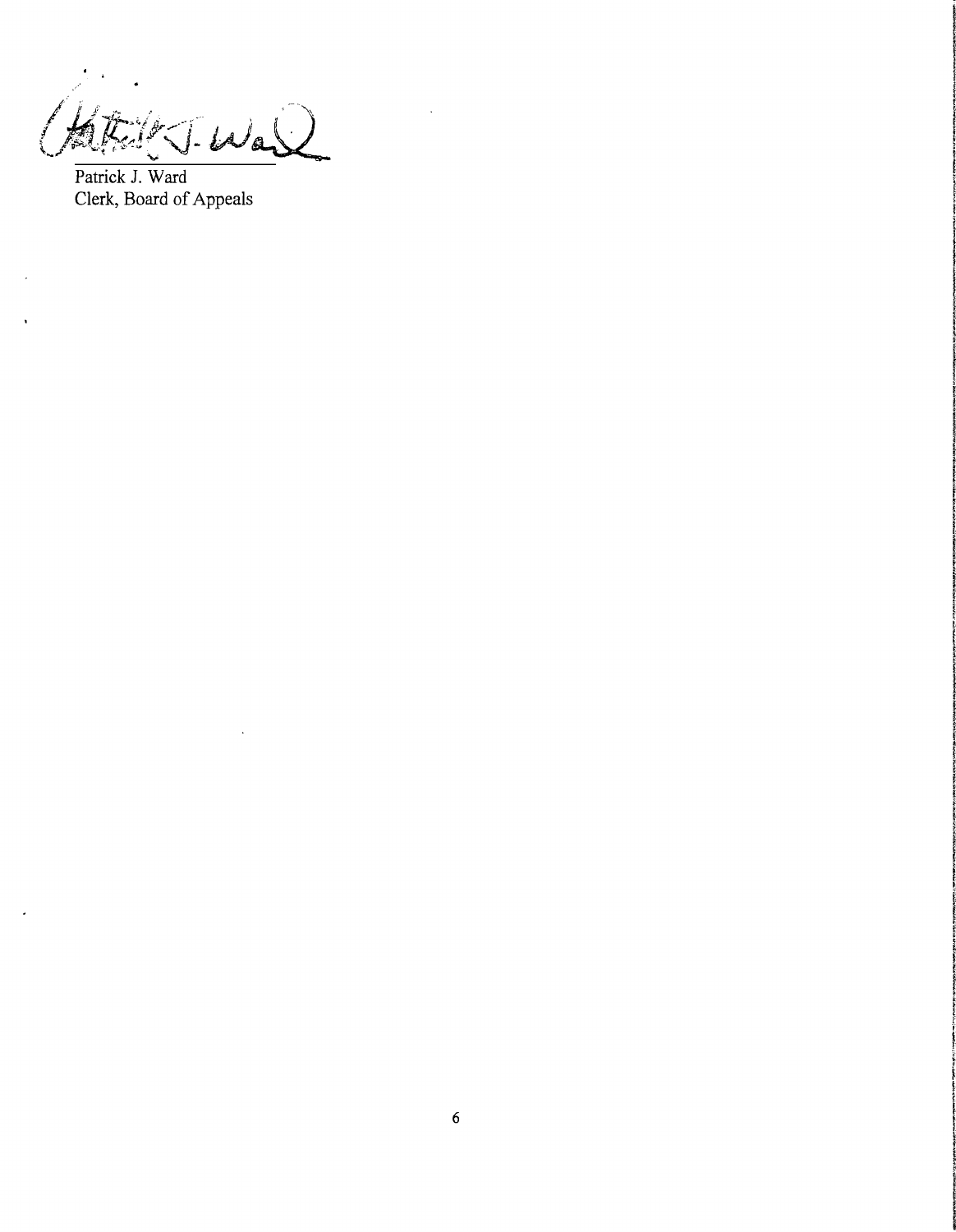Patrick J. Ward
Clerk, Board of Appeals